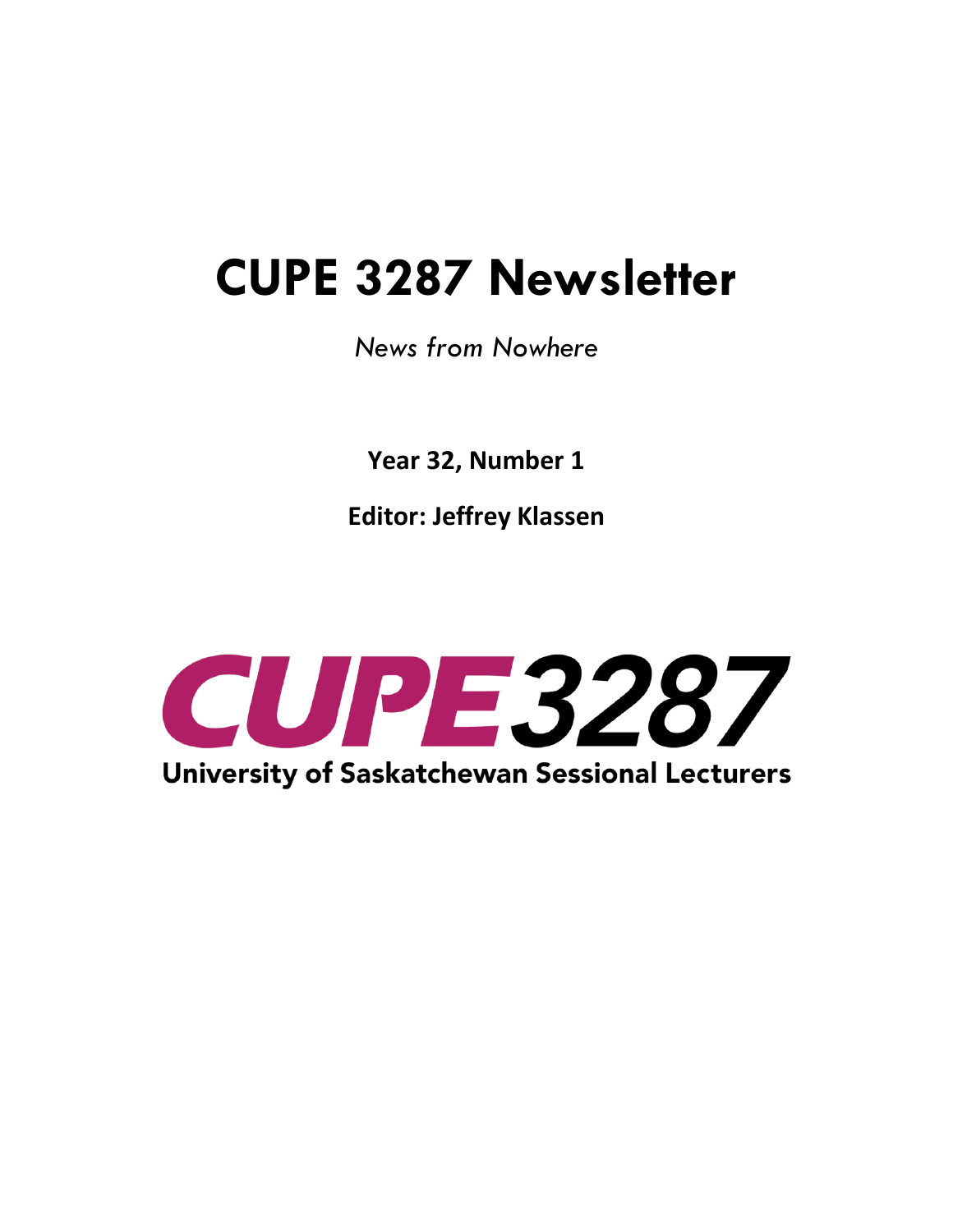# CUPE 3287 Newsletter

*News from Nowhere*

**Year 32, Number 1**

**Editor: Jeffrey Klassen**

CUPE3287

University of Saskatchewan Sessional Lecturers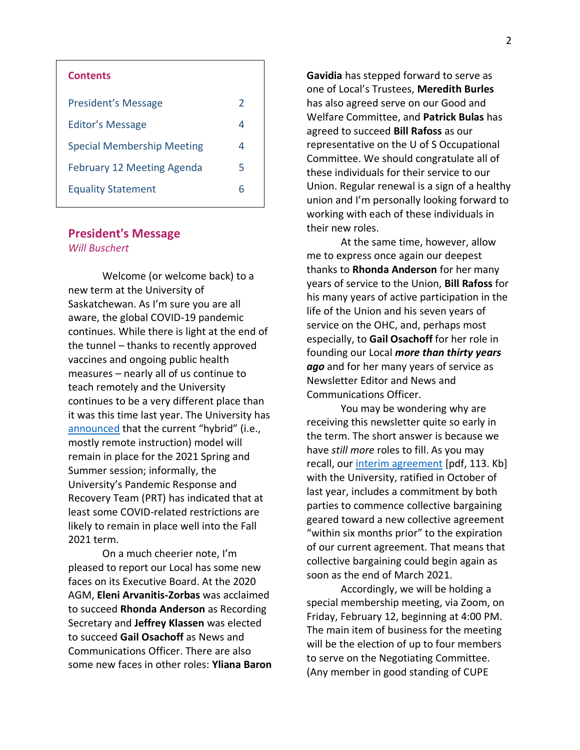**Contents**

| | |
|---|---|
| President's Message | 2 |
| Editor's Message | 4 |
| Special Membership Meeting | 4 |
| February 12 Meeting Agenda | 5 |
| Equality Statement | 6 |

## President's Message

*Will Buschert*

Welcome (or welcome back) to a new term at the University of Saskatchewan. As I'm sure you are all aware, the global COVID-19 pandemic continues. While there is light at the end of the tunnel – thanks to recently approved vaccines and ongoing public health measures – nearly all of us continue to teach remotely and the University continues to be a very different place than it was this time last year. The University has announced that the current "hybrid" (i.e., mostly remote instruction) model will remain in place for the 2021 Spring and Summer session; informally, the University's Pandemic Response and Recovery Team (PRT) has indicated that at least some COVID-related restrictions are likely to remain in place well into the Fall 2021 term.

On a much cheerier note, I'm pleased to report our Local has some new faces on its Executive Board. At the 2020 AGM, **Eleni Arvanitis-Zorbas** was acclaimed to succeed **Rhonda Anderson** as Recording Secretary and **Jeffrey Klassen** was elected to succeed **Gail Osachoff** as News and Communications Officer. There are also some new faces in other roles: **Yliana Baron Gavidia** has stepped forward to serve as one of Local's Trustees, **Meredith Burles** has also agreed serve on our Good and Welfare Committee, and **Patrick Bulas** has agreed to succeed **Bill Rafoss** as our representative on the U of S Occupational Committee. We should congratulate all of these individuals for their service to our Union. Regular renewal is a sign of a healthy union and I'm personally looking forward to working with each of these individuals in their new roles.

At the same time, however, allow me to express once again our deepest thanks to **Rhonda Anderson** for her many years of service to the Union, **Bill Rafoss** for his many years of active participation in the life of the Union and his seven years of service on the OHC, and, perhaps most especially, to **Gail Osachoff** for her role in founding our Local ***more than thirty years ago*** and for her many years of service as Newsletter Editor and News and Communications Officer.

You may be wondering why are receiving this newsletter quite so early in the term. The short answer is because we have *still more* roles to fill. As you may recall, our interim agreement [pdf, 113. Kb] with the University, ratified in October of last year, includes a commitment by both parties to commence collective bargaining geared toward a new collective agreement "within six months prior" to the expiration of our current agreement. That means that collective bargaining could begin again as soon as the end of March 2021.

Accordingly, we will be holding a special membership meeting, via Zoom, on Friday, February 12, beginning at 4:00 PM. The main item of business for the meeting will be the election of up to four members to serve on the Negotiating Committee. (Any member in good standing of CUPE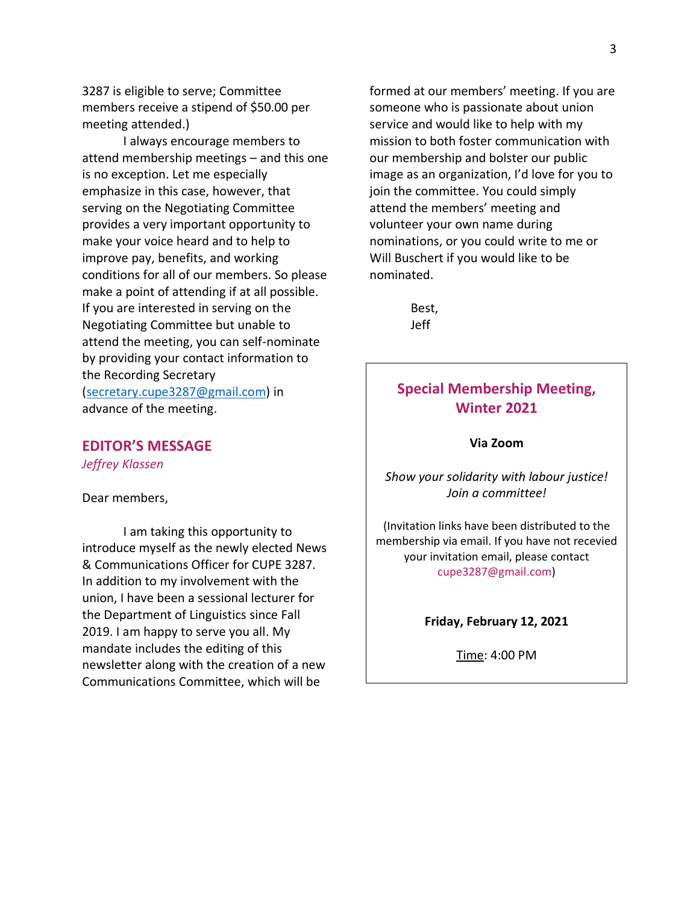3287 is eligible to serve; Committee members receive a stipend of $50.00 per meeting attended.)

I always encourage members to attend membership meetings – and this one is no exception. Let me especially emphasize in this case, however, that serving on the Negotiating Committee provides a very important opportunity to make your voice heard and to help to improve pay, benefits, and working conditions for all of our members. So please make a point of attending if at all possible. If you are interested in serving on the Negotiating Committee but unable to attend the meeting, you can self-nominate by providing your contact information to the Recording Secretary (secretary.cupe3287@gmail.com) in advance of the meeting.

## EDITOR'S MESSAGE

*Jeffrey Klassen*

Dear members,

I am taking this opportunity to introduce myself as the newly elected News & Communications Officer for CUPE 3287. In addition to my involvement with the union, I have been a sessional lecturer for the Department of Linguistics since Fall 2019. I am happy to serve you all. My mandate includes the editing of this newsletter along with the creation of a new Communications Committee, which will be formed at our members' meeting. If you are someone who is passionate about union service and would like to help with my mission to both foster communication with our membership and bolster our public image as an organization, I'd love for you to join the committee. You could simply attend the members' meeting and volunteer your own name during nominations, or you could write to me or Will Buschert if you would like to be nominated.

Best,
Jeff

## Special Membership Meeting, Winter 2021

**Via Zoom**

*Show your solidarity with labour justice! Join a committee!*

(Invitation links have been distributed to the membership via email. If you have not recevied your invitation email, please contact cupe3287@gmail.com)

**Friday, February 12, 2021**

Time: 4:00 PM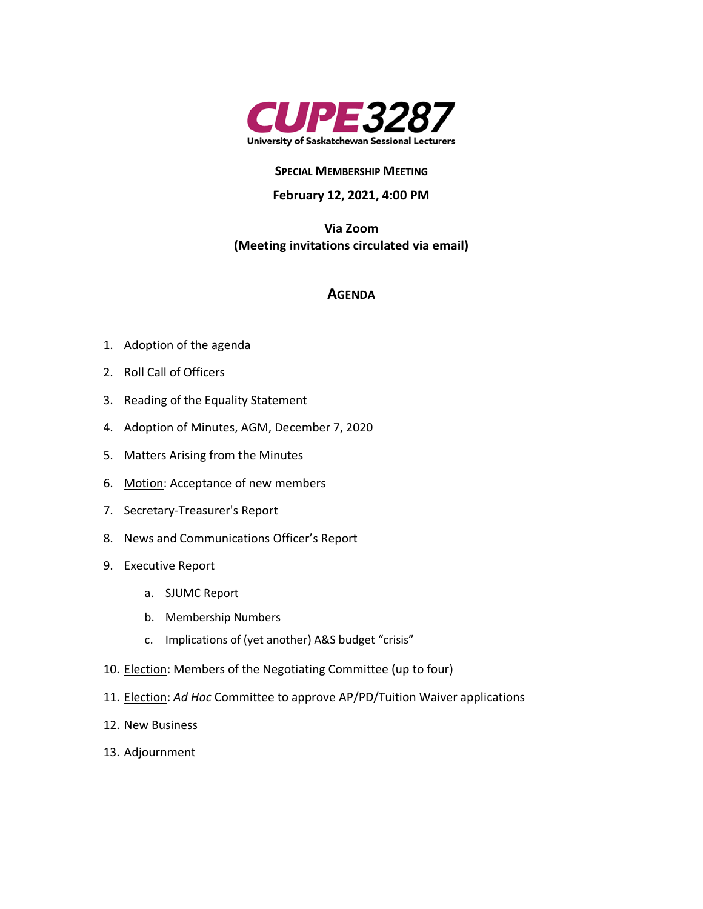# CUPE 3287

University of Saskatchewan Sessional Lecturers

## Special Membership Meeting

**February 12, 2021, 4:00 PM**

**Via Zoom**
**(Meeting invitations circulated via email)**

## Agenda

1. Adoption of the agenda
2. Roll Call of Officers
3. Reading of the Equality Statement
4. Adoption of Minutes, AGM, December 7, 2020
5. Matters Arising from the Minutes
6. Motion: Acceptance of new members
7. Secretary-Treasurer's Report
8. News and Communications Officer's Report
9. Executive Report
    a. SJUMC Report
    b. Membership Numbers
    c. Implications of (yet another) A&S budget "crisis"
10. Election: Members of the Negotiating Committee (up to four)
11. Election: *Ad Hoc* Committee to approve AP/PD/Tuition Waiver applications
12. New Business
13. Adjournment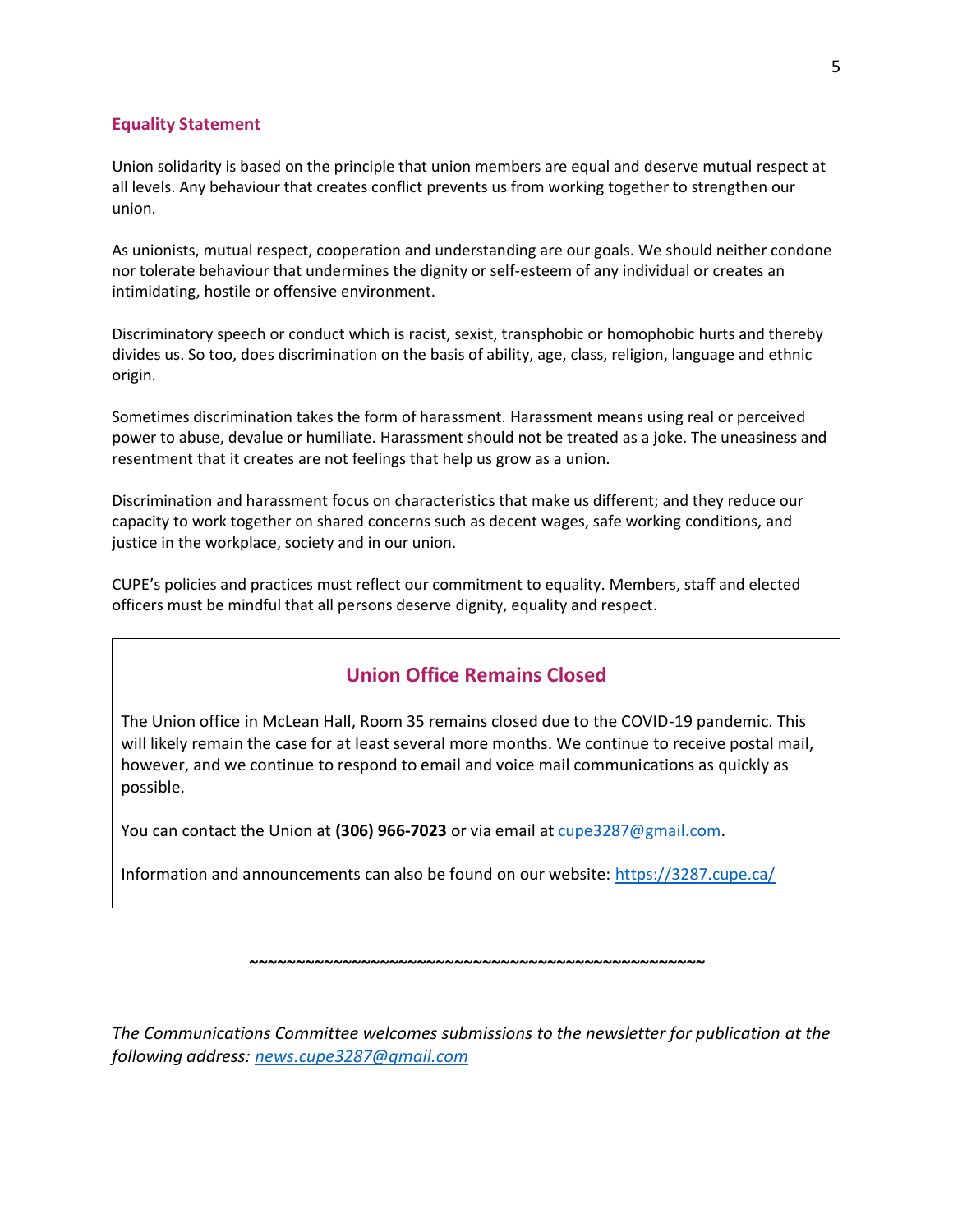## Equality Statement

Union solidarity is based on the principle that union members are equal and deserve mutual respect at all levels. Any behaviour that creates conflict prevents us from working together to strengthen our union.

As unionists, mutual respect, cooperation and understanding are our goals. We should neither condone nor tolerate behaviour that undermines the dignity or self-esteem of any individual or creates an intimidating, hostile or offensive environment.

Discriminatory speech or conduct which is racist, sexist, transphobic or homophobic hurts and thereby divides us. So too, does discrimination on the basis of ability, age, class, religion, language and ethnic origin.

Sometimes discrimination takes the form of harassment. Harassment means using real or perceived power to abuse, devalue or humiliate. Harassment should not be treated as a joke. The uneasiness and resentment that it creates are not feelings that help us grow as a union.

Discrimination and harassment focus on characteristics that make us different; and they reduce our capacity to work together on shared concerns such as decent wages, safe working conditions, and justice in the workplace, society and in our union.

CUPE's policies and practices must reflect our commitment to equality. Members, staff and elected officers must be mindful that all persons deserve dignity, equality and respect.

## Union Office Remains Closed

The Union office in McLean Hall, Room 35 remains closed due to the COVID-19 pandemic. This will likely remain the case for at least several more months. We continue to receive postal mail, however, and we continue to respond to email and voice mail communications as quickly as possible.

You can contact the Union at **(306) 966-7023** or via email at cupe3287@gmail.com.

Information and announcements can also be found on our website: https://3287.cupe.ca/

~~~~~~~~~~~~~~~~~~~~~~~~~~~~~~~~~~~~~~~~~~~~~~~~~~~~~~~~~~~~

*The Communications Committee welcomes submissions to the newsletter for publication at the following address: news.cupe3287@gmail.com*